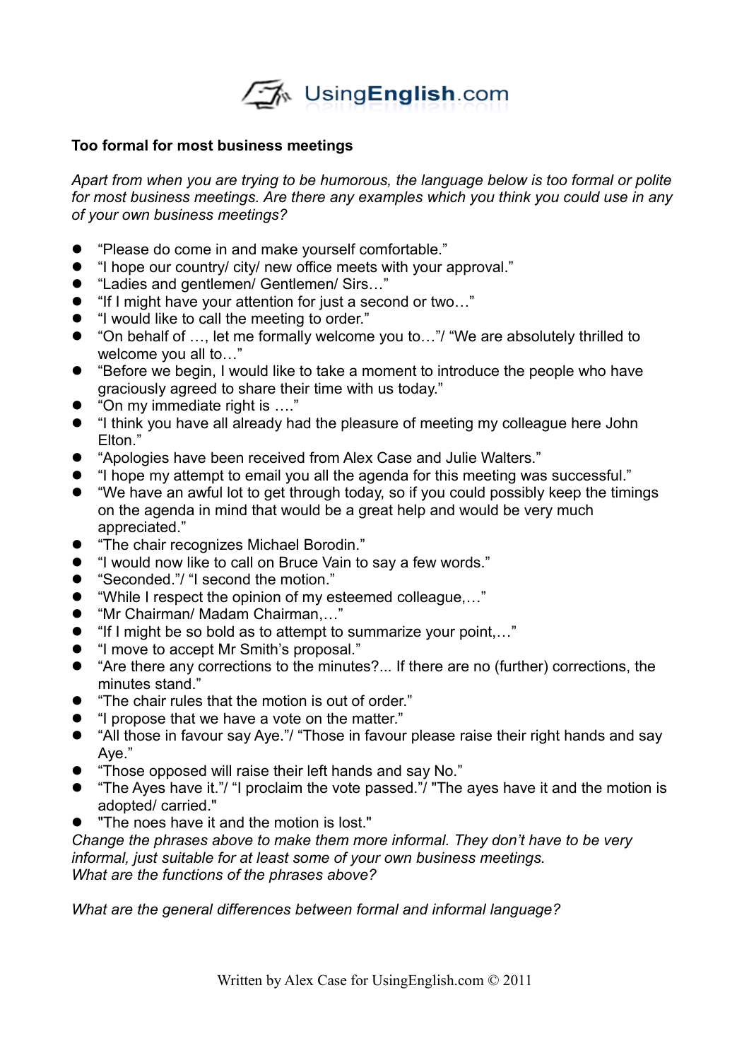UsingEnglish.com

## Too formal for most business meetings

*Apart from when you are trying to be humorous, the language below is too formal or polite for most business meetings. Are there any examples which you think you could use in any of your own business meetings?*

- "Please do come in and make yourself comfortable."
- "I hope our country/ city/ new office meets with your approval."
- "Ladies and gentlemen/ Gentlemen/ Sirs…"
- "If I might have your attention for just a second or two…"
- "I would like to call the meeting to order."
- "On behalf of …, let me formally welcome you to…"/ "We are absolutely thrilled to welcome you all to…"
- "Before we begin, I would like to take a moment to introduce the people who have graciously agreed to share their time with us today."
- "On my immediate right is …."
- "I think you have all already had the pleasure of meeting my colleague here John Elton."
- "Apologies have been received from Alex Case and Julie Walters."
- "I hope my attempt to email you all the agenda for this meeting was successful."
- "We have an awful lot to get through today, so if you could possibly keep the timings on the agenda in mind that would be a great help and would be very much appreciated."
- "The chair recognizes Michael Borodin."
- "I would now like to call on Bruce Vain to say a few words."
- "Seconded."/ "I second the motion."
- "While I respect the opinion of my esteemed colleague,…"
- "Mr Chairman/ Madam Chairman,…"
- "If I might be so bold as to attempt to summarize your point,…"
- "I move to accept Mr Smith's proposal."
- "Are there any corrections to the minutes?... If there are no (further) corrections, the minutes stand."
- "The chair rules that the motion is out of order."
- "I propose that we have a vote on the matter."
- "All those in favour say Aye."/ "Those in favour please raise their right hands and say Aye."
- "Those opposed will raise their left hands and say No."
- "The Ayes have it."/ "I proclaim the vote passed."/ "The ayes have it and the motion is adopted/ carried."
- "The noes have it and the motion is lost."

*Change the phrases above to make them more informal. They don't have to be very informal, just suitable for at least some of your own business meetings.*
*What are the functions of the phrases above?*

*What are the general differences between formal and informal language?*

Written by Alex Case for UsingEnglish.com © 2011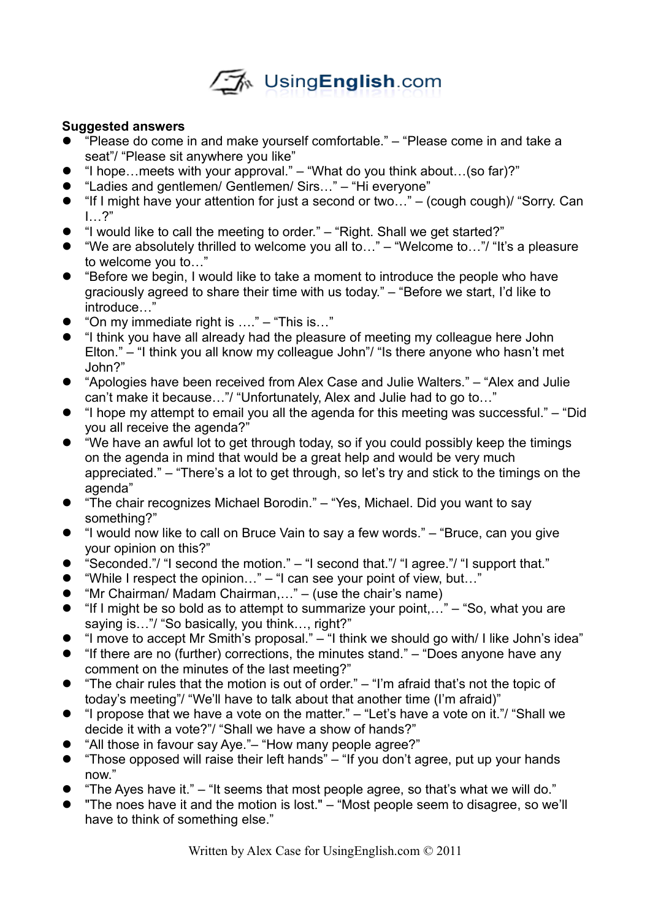**Suggested answers**

- "Please do come in and make yourself comfortable." – "Please come in and take a seat"/ "Please sit anywhere you like"
- "I hope…meets with your approval." – "What do you think about…(so far)?"
- "Ladies and gentlemen/ Gentlemen/ Sirs…" – "Hi everyone"
- "If I might have your attention for just a second or two…" – (cough cough)/ "Sorry. Can I…?"
- "I would like to call the meeting to order." – "Right. Shall we get started?"
- "We are absolutely thrilled to welcome you all to…" – "Welcome to…"/ "It's a pleasure to welcome you to…"
- "Before we begin, I would like to take a moment to introduce the people who have graciously agreed to share their time with us today." – "Before we start, I'd like to introduce…"
- "On my immediate right is …." – "This is…"
- "I think you have all already had the pleasure of meeting my colleague here John Elton." – "I think you all know my colleague John"/ "Is there anyone who hasn't met John?"
- "Apologies have been received from Alex Case and Julie Walters." – "Alex and Julie can't make it because…"/ "Unfortunately, Alex and Julie had to go to…"
- "I hope my attempt to email you all the agenda for this meeting was successful." – "Did you all receive the agenda?"
- "We have an awful lot to get through today, so if you could possibly keep the timings on the agenda in mind that would be a great help and would be very much appreciated." – "There's a lot to get through, so let's try and stick to the timings on the agenda"
- "The chair recognizes Michael Borodin." – "Yes, Michael. Did you want to say something?"
- "I would now like to call on Bruce Vain to say a few words." – "Bruce, can you give your opinion on this?"
- "Seconded."/ "I second the motion." – "I second that."/ "I agree."/ "I support that."
- "While I respect the opinion…" – "I can see your point of view, but…"
- "Mr Chairman/ Madam Chairman,…" – (use the chair's name)
- "If I might be so bold as to attempt to summarize your point,…" – "So, what you are saying is…"/ "So basically, you think…, right?"
- "I move to accept Mr Smith's proposal." – "I think we should go with/ I like John's idea"
- "If there are no (further) corrections, the minutes stand." – "Does anyone have any comment on the minutes of the last meeting?"
- "The chair rules that the motion is out of order." – "I'm afraid that's not the topic of today's meeting"/ "We'll have to talk about that another time (I'm afraid)"
- "I propose that we have a vote on the matter." – "Let's have a vote on it."/ "Shall we decide it with a vote?"/ "Shall we have a show of hands?"
- "All those in favour say Aye."– "How many people agree?"
- "Those opposed will raise their left hands" – "If you don't agree, put up your hands now."
- "The Ayes have it." – "It seems that most people agree, so that's what we will do."
- "The noes have it and the motion is lost." – "Most people seem to disagree, so we'll have to think of something else."

Written by Alex Case for UsingEnglish.com © 2011